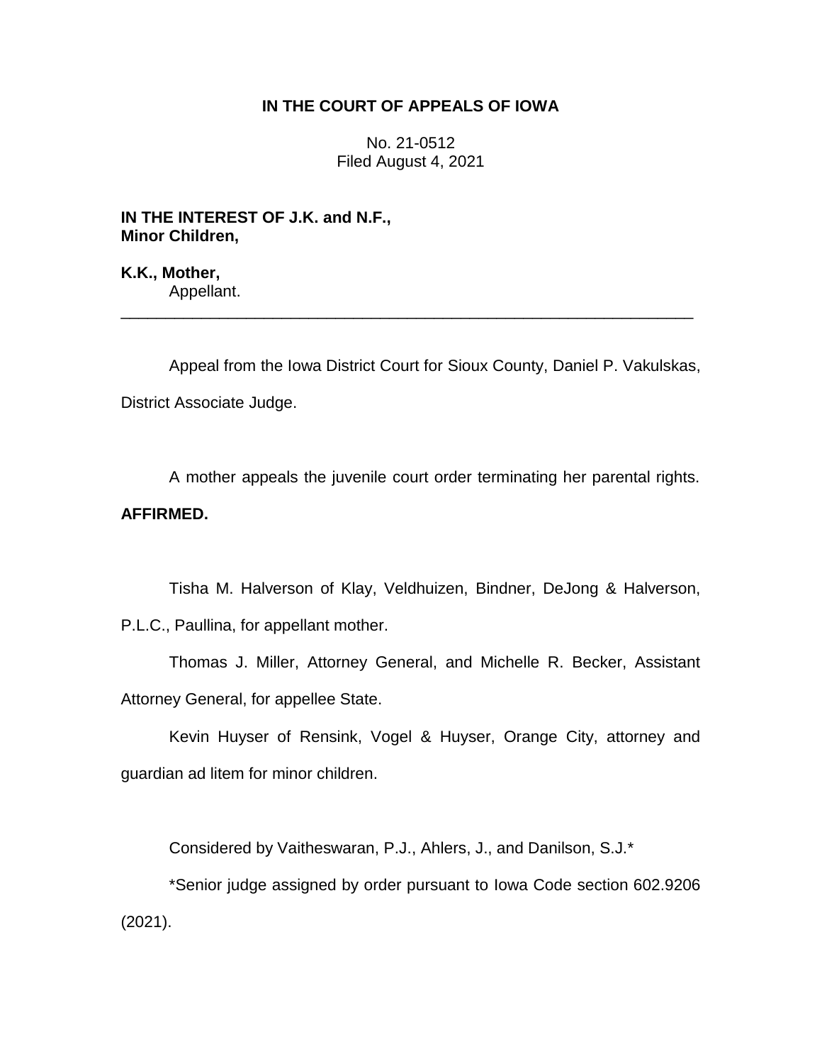**IN THE COURT OF APPEALS OF IOWA**

No. 21-0512
Filed August 4, 2021

**IN THE INTEREST OF J.K. and N.F., Minor Children,**

**K.K., Mother,**
Appellant.

---

Appeal from the Iowa District Court for Sioux County, Daniel P. Vakulskas, District Associate Judge.

A mother appeals the juvenile court order terminating her parental rights. **AFFIRMED.**

Tisha M. Halverson of Klay, Veldhuizen, Bindner, DeJong & Halverson, P.L.C., Paullina, for appellant mother.

Thomas J. Miller, Attorney General, and Michelle R. Becker, Assistant Attorney General, for appellee State.

Kevin Huyser of Rensink, Vogel & Huyser, Orange City, attorney and guardian ad litem for minor children.

Considered by Vaitheswaran, P.J., Ahlers, J., and Danilson, S.J.*

*Senior judge assigned by order pursuant to Iowa Code section 602.9206 (2021).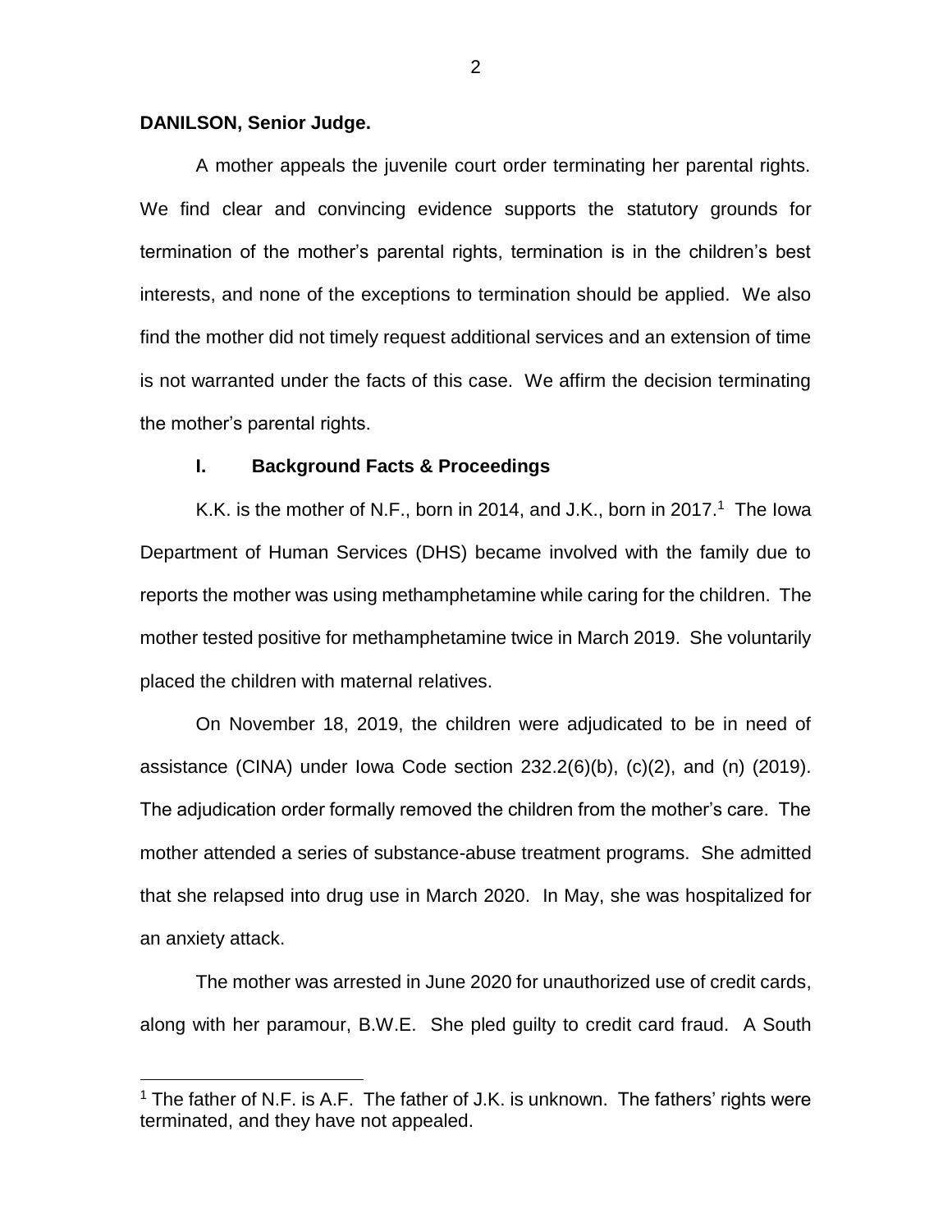**DANILSON, Senior Judge.**

A mother appeals the juvenile court order terminating her parental rights. We find clear and convincing evidence supports the statutory grounds for termination of the mother's parental rights, termination is in the children's best interests, and none of the exceptions to termination should be applied. We also find the mother did not timely request additional services and an extension of time is not warranted under the facts of this case. We affirm the decision terminating the mother's parental rights.

## I. Background Facts & Proceedings

K.K. is the mother of N.F., born in 2014, and J.K., born in 2017.[1] The Iowa Department of Human Services (DHS) became involved with the family due to reports the mother was using methamphetamine while caring for the children. The mother tested positive for methamphetamine twice in March 2019. She voluntarily placed the children with maternal relatives.

On November 18, 2019, the children were adjudicated to be in need of assistance (CINA) under Iowa Code section 232.2(6)(b), (c)(2), and (n) (2019). The adjudication order formally removed the children from the mother's care. The mother attended a series of substance-abuse treatment programs. She admitted that she relapsed into drug use in March 2020. In May, she was hospitalized for an anxiety attack.

The mother was arrested in June 2020 for unauthorized use of credit cards, along with her paramour, B.W.E. She pled guilty to credit card fraud. A South

[1] The father of N.F. is A.F. The father of J.K. is unknown. The fathers' rights were terminated, and they have not appealed.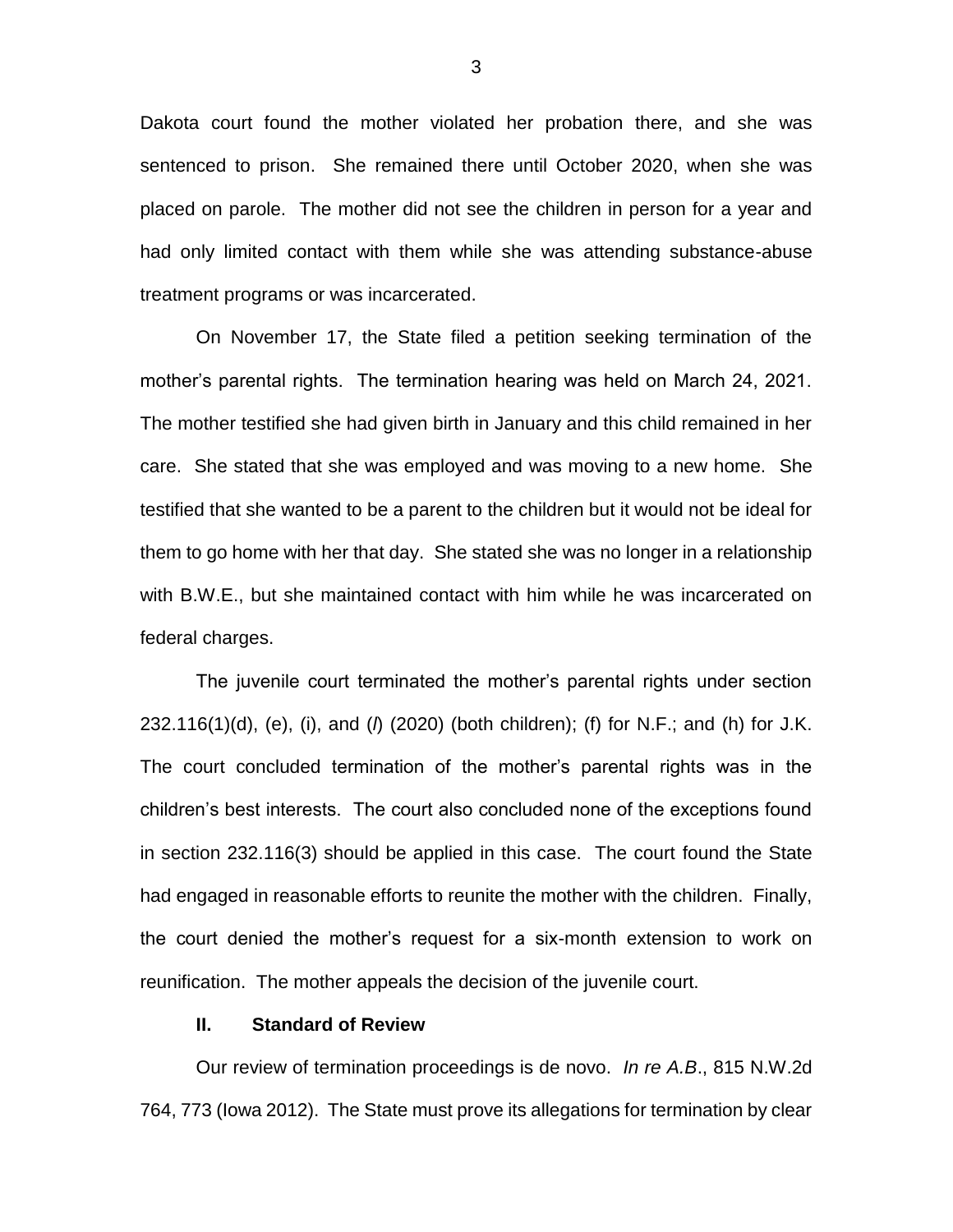Dakota court found the mother violated her probation there, and she was sentenced to prison. She remained there until October 2020, when she was placed on parole. The mother did not see the children in person for a year and had only limited contact with them while she was attending substance-abuse treatment programs or was incarcerated.

On November 17, the State filed a petition seeking termination of the mother's parental rights. The termination hearing was held on March 24, 2021. The mother testified she had given birth in January and this child remained in her care. She stated that she was employed and was moving to a new home. She testified that she wanted to be a parent to the children but it would not be ideal for them to go home with her that day. She stated she was no longer in a relationship with B.W.E., but she maintained contact with him while he was incarcerated on federal charges.

The juvenile court terminated the mother's parental rights under section 232.116(1)(d), (e), (i), and (*l*) (2020) (both children); (f) for N.F.; and (h) for J.K. The court concluded termination of the mother's parental rights was in the children's best interests. The court also concluded none of the exceptions found in section 232.116(3) should be applied in this case. The court found the State had engaged in reasonable efforts to reunite the mother with the children. Finally, the court denied the mother's request for a six-month extension to work on reunification. The mother appeals the decision of the juvenile court.

## II. Standard of Review

Our review of termination proceedings is de novo. *In re A.B*., 815 N.W.2d 764, 773 (Iowa 2012). The State must prove its allegations for termination by clear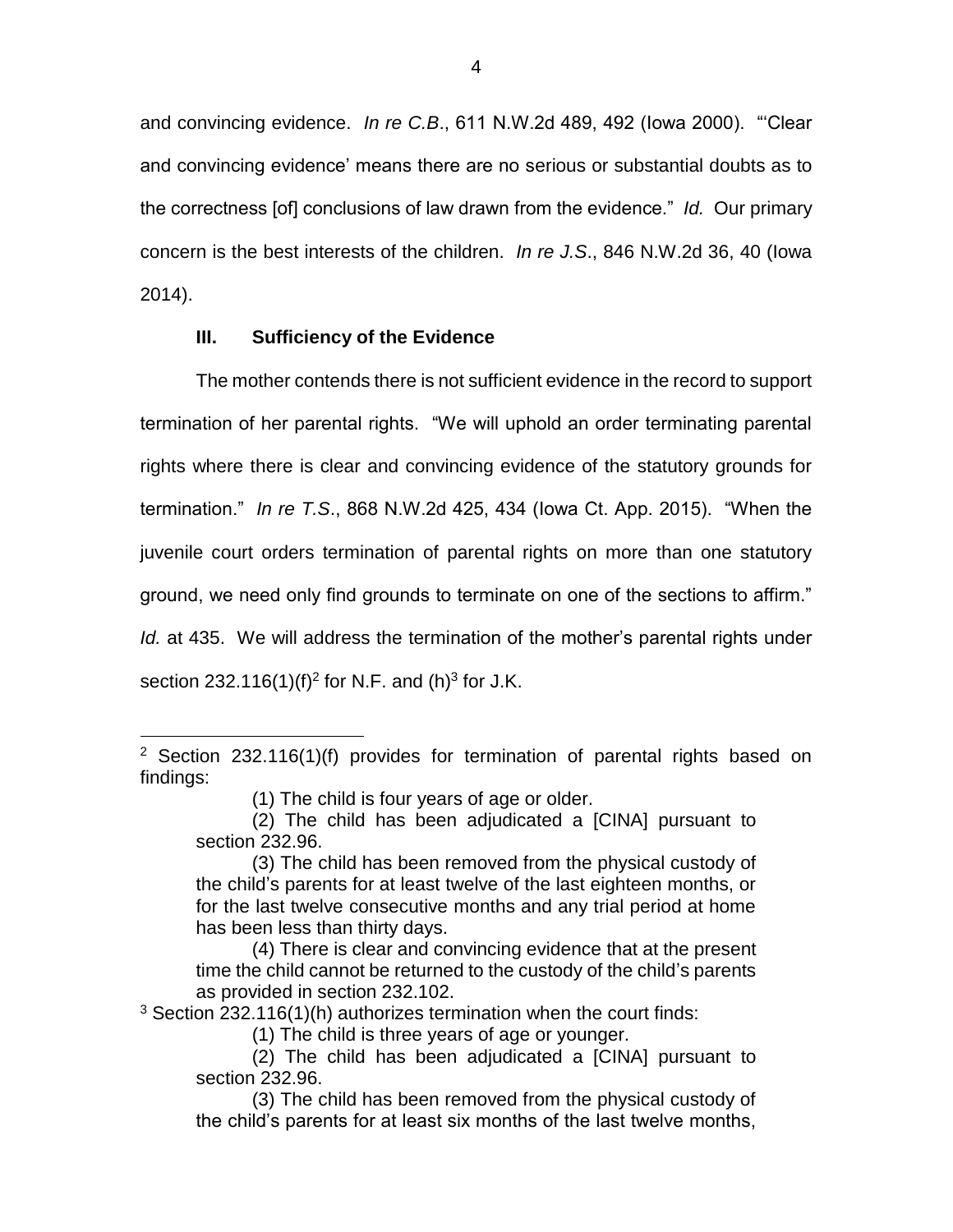and convincing evidence. *In re C.B.*, 611 N.W.2d 489, 492 (Iowa 2000). "'Clear and convincing evidence' means there are no serious or substantial doubts as to the correctness [of] conclusions of law drawn from the evidence." *Id.* Our primary concern is the best interests of the children. *In re J.S.*, 846 N.W.2d 36, 40 (Iowa 2014).

### III. Sufficiency of the Evidence

The mother contends there is not sufficient evidence in the record to support termination of her parental rights. "We will uphold an order terminating parental rights where there is clear and convincing evidence of the statutory grounds for termination." *In re T.S.*, 868 N.W.2d 425, 434 (Iowa Ct. App. 2015). "When the juvenile court orders termination of parental rights on more than one statutory ground, we need only find grounds to terminate on one of the sections to affirm." *Id.* at 435. We will address the termination of the mother's parental rights under section 232.116(1)(f)[2] for N.F. and (h)[3] for J.K.

---

[2] Section 232.116(1)(f) provides for termination of parental rights based on findings:

> (1) The child is four years of age or older.
>
> (2) The child has been adjudicated a [CINA] pursuant to section 232.96.
>
> (3) The child has been removed from the physical custody of the child's parents for at least twelve of the last eighteen months, or for the last twelve consecutive months and any trial period at home has been less than thirty days.
>
> (4) There is clear and convincing evidence that at the present time the child cannot be returned to the custody of the child's parents as provided in section 232.102.

[3] Section 232.116(1)(h) authorizes termination when the court finds:

> (1) The child is three years of age or younger.
>
> (2) The child has been adjudicated a [CINA] pursuant to section 232.96.
>
> (3) The child has been removed from the physical custody of the child's parents for at least six months of the last twelve months,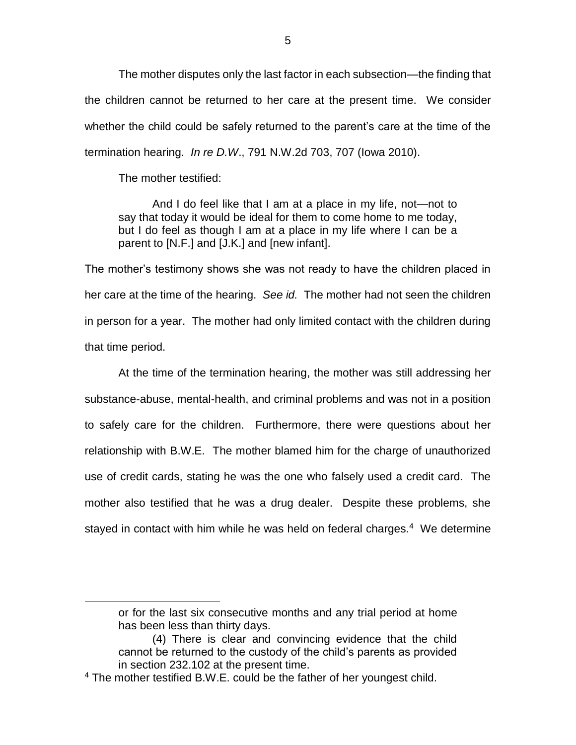The mother disputes only the last factor in each subsection—the finding that the children cannot be returned to her care at the present time. We consider whether the child could be safely returned to the parent's care at the time of the termination hearing. *In re D.W*., 791 N.W.2d 703, 707 (Iowa 2010).

The mother testified:

> And I do feel like that I am at a place in my life, not—not to say that today it would be ideal for them to come home to me today, but I do feel as though I am at a place in my life where I can be a parent to [N.F.] and [J.K.] and [new infant].

The mother's testimony shows she was not ready to have the children placed in her care at the time of the hearing. *See id.* The mother had not seen the children in person for a year. The mother had only limited contact with the children during that time period.

At the time of the termination hearing, the mother was still addressing her substance-abuse, mental-health, and criminal problems and was not in a position to safely care for the children. Furthermore, there were questions about her relationship with B.W.E. The mother blamed him for the charge of unauthorized use of credit cards, stating he was the one who falsely used a credit card. The mother also testified that he was a drug dealer. Despite these problems, she stayed in contact with him while he was held on federal charges.[4] We determine

---

> or for the last six consecutive months and any trial period at home has been less than thirty days.
>
> (4) There is clear and convincing evidence that the child cannot be returned to the custody of the child's parents as provided in section 232.102 at the present time.

[4] The mother testified B.W.E. could be the father of her youngest child.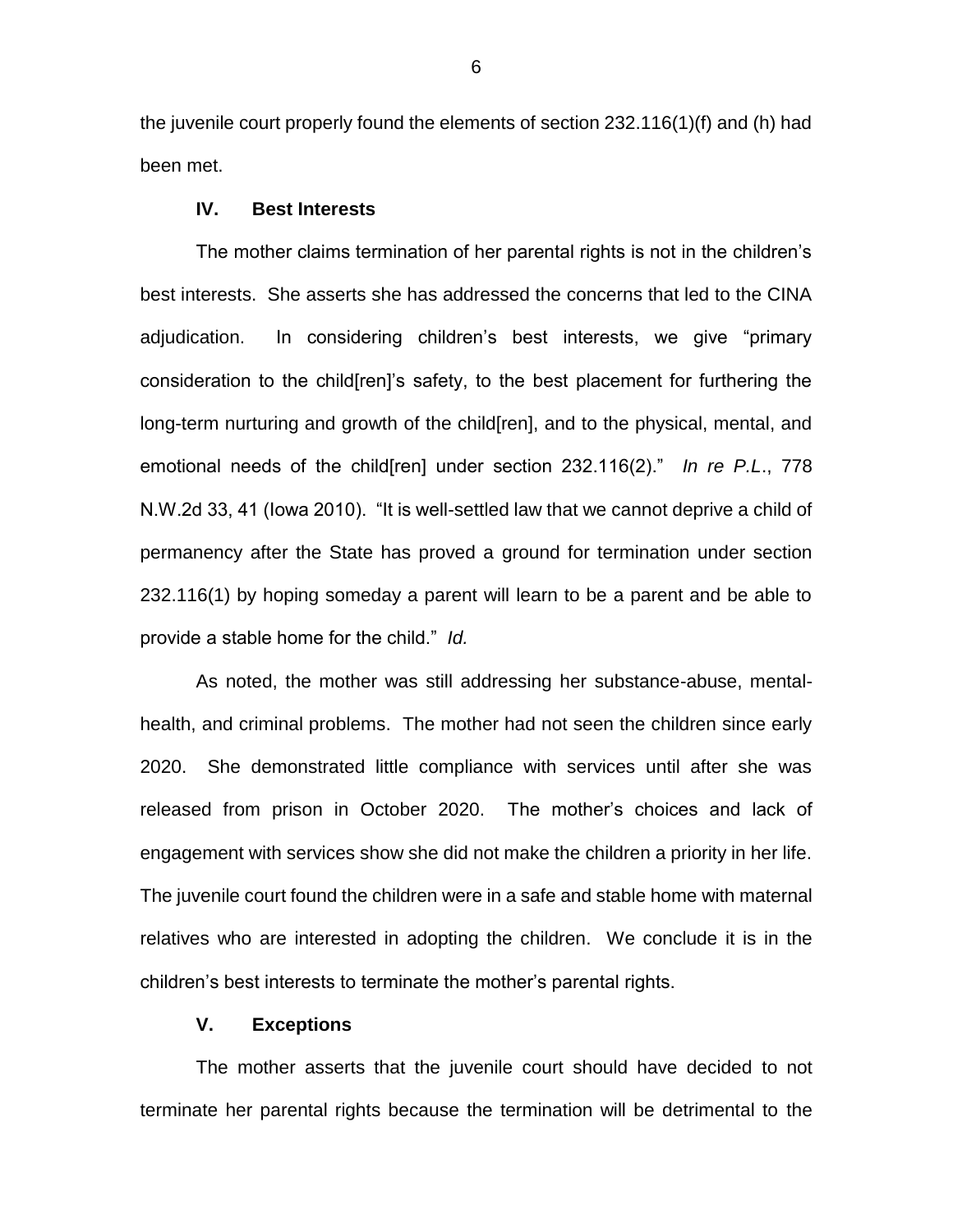the juvenile court properly found the elements of section 232.116(1)(f) and (h) had been met.

## IV. Best Interests

The mother claims termination of her parental rights is not in the children's best interests. She asserts she has addressed the concerns that led to the CINA adjudication. In considering children's best interests, we give "primary consideration to the child[ren]'s safety, to the best placement for furthering the long-term nurturing and growth of the child[ren], and to the physical, mental, and emotional needs of the child[ren] under section 232.116(2)." *In re P.L*., 778 N.W.2d 33, 41 (Iowa 2010). "It is well-settled law that we cannot deprive a child of permanency after the State has proved a ground for termination under section 232.116(1) by hoping someday a parent will learn to be a parent and be able to provide a stable home for the child." *Id.*

As noted, the mother was still addressing her substance-abuse, mental-health, and criminal problems. The mother had not seen the children since early 2020. She demonstrated little compliance with services until after she was released from prison in October 2020. The mother's choices and lack of engagement with services show she did not make the children a priority in her life. The juvenile court found the children were in a safe and stable home with maternal relatives who are interested in adopting the children. We conclude it is in the children's best interests to terminate the mother's parental rights.

## V. Exceptions

The mother asserts that the juvenile court should have decided to not terminate her parental rights because the termination will be detrimental to the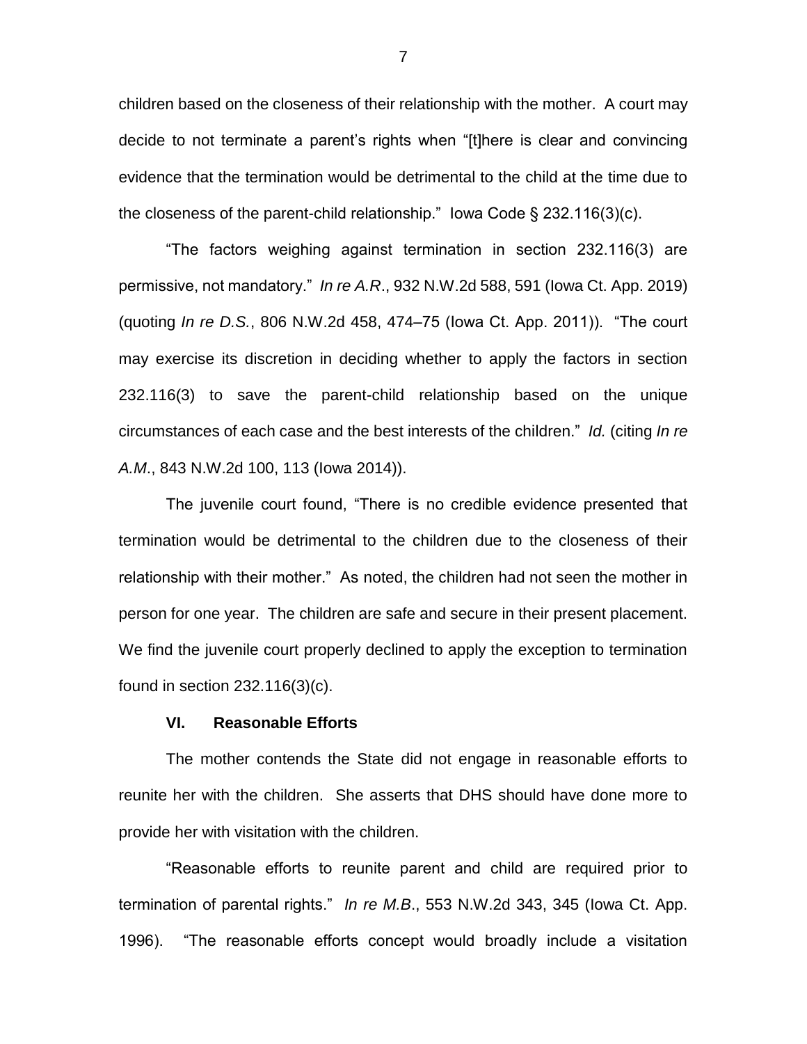children based on the closeness of their relationship with the mother. A court may decide to not terminate a parent's rights when "[t]here is clear and convincing evidence that the termination would be detrimental to the child at the time due to the closeness of the parent-child relationship." Iowa Code § 232.116(3)(c).

"The factors weighing against termination in section 232.116(3) are permissive, not mandatory." *In re A.R*., 932 N.W.2d 588, 591 (Iowa Ct. App. 2019) (quoting *In re D.S.*, 806 N.W.2d 458, 474–75 (Iowa Ct. App. 2011)). "The court may exercise its discretion in deciding whether to apply the factors in section 232.116(3) to save the parent-child relationship based on the unique circumstances of each case and the best interests of the children." *Id.* (citing *In re A.M*., 843 N.W.2d 100, 113 (Iowa 2014)).

The juvenile court found, "There is no credible evidence presented that termination would be detrimental to the children due to the closeness of their relationship with their mother." As noted, the children had not seen the mother in person for one year. The children are safe and secure in their present placement. We find the juvenile court properly declined to apply the exception to termination found in section 232.116(3)(c).

## VI. Reasonable Efforts

The mother contends the State did not engage in reasonable efforts to reunite her with the children. She asserts that DHS should have done more to provide her with visitation with the children.

"Reasonable efforts to reunite parent and child are required prior to termination of parental rights." *In re M.B*., 553 N.W.2d 343, 345 (Iowa Ct. App. 1996). "The reasonable efforts concept would broadly include a visitation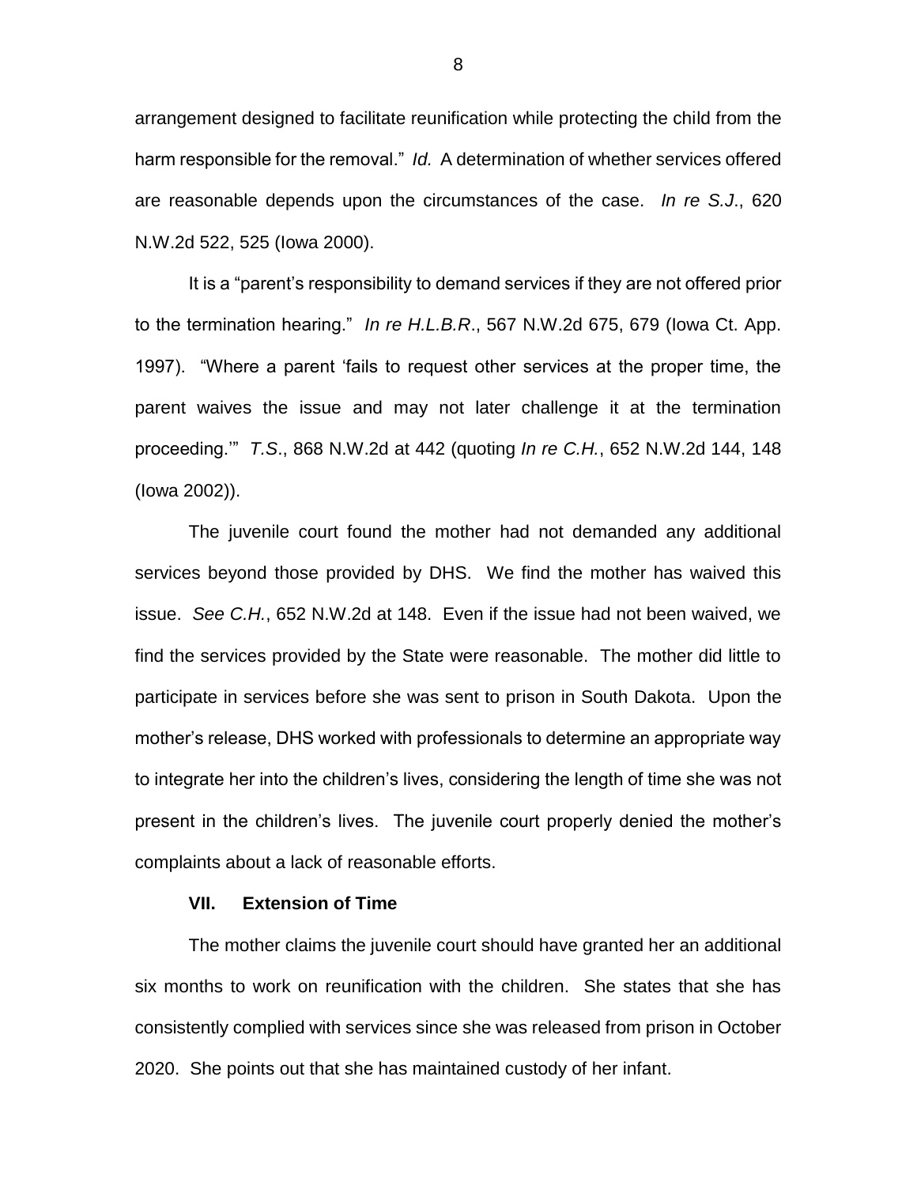arrangement designed to facilitate reunification while protecting the child from the harm responsible for the removal." *Id.* A determination of whether services offered are reasonable depends upon the circumstances of the case. *In re S.J.*, 620 N.W.2d 522, 525 (Iowa 2000).

It is a "parent's responsibility to demand services if they are not offered prior to the termination hearing." *In re H.L.B.R.*, 567 N.W.2d 675, 679 (Iowa Ct. App. 1997). "Where a parent 'fails to request other services at the proper time, the parent waives the issue and may not later challenge it at the termination proceeding.'" *T.S.*, 868 N.W.2d at 442 (quoting *In re C.H.*, 652 N.W.2d 144, 148 (Iowa 2002)).

The juvenile court found the mother had not demanded any additional services beyond those provided by DHS. We find the mother has waived this issue. *See C.H.*, 652 N.W.2d at 148. Even if the issue had not been waived, we find the services provided by the State were reasonable. The mother did little to participate in services before she was sent to prison in South Dakota. Upon the mother's release, DHS worked with professionals to determine an appropriate way to integrate her into the children's lives, considering the length of time she was not present in the children's lives. The juvenile court properly denied the mother's complaints about a lack of reasonable efforts.

### VII. Extension of Time

The mother claims the juvenile court should have granted her an additional six months to work on reunification with the children. She states that she has consistently complied with services since she was released from prison in October 2020. She points out that she has maintained custody of her infant.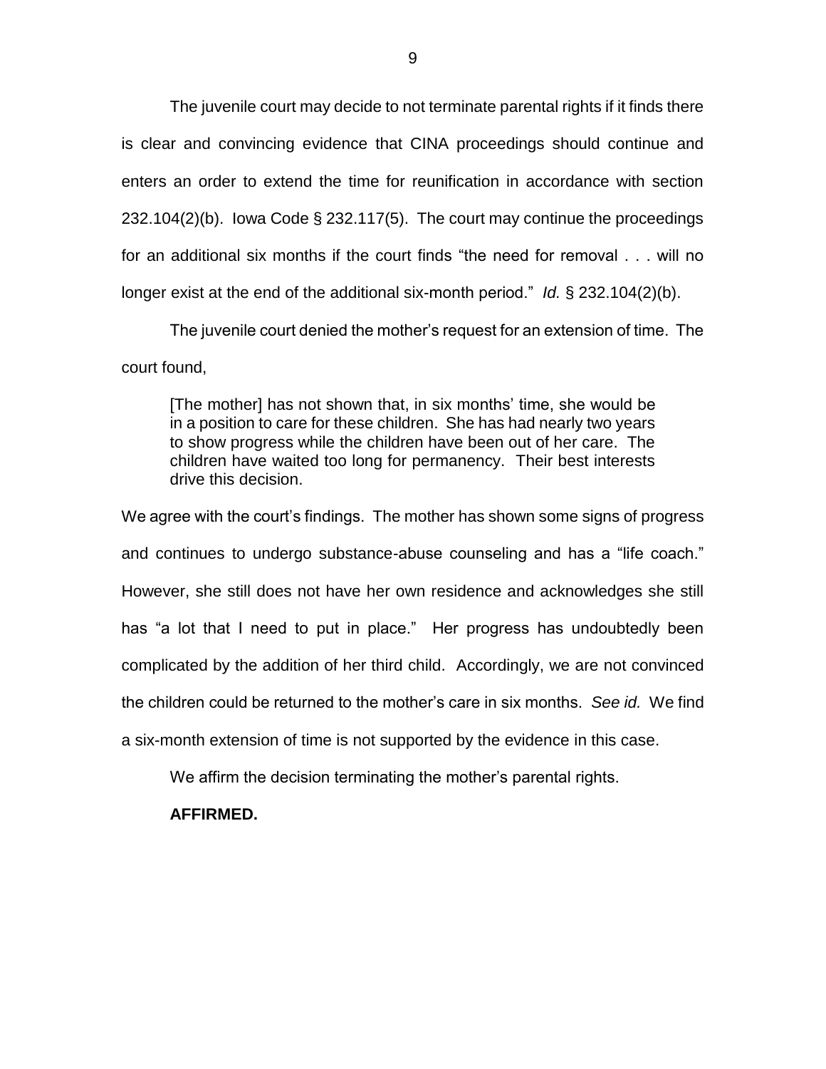The juvenile court may decide to not terminate parental rights if it finds there is clear and convincing evidence that CINA proceedings should continue and enters an order to extend the time for reunification in accordance with section 232.104(2)(b). Iowa Code § 232.117(5). The court may continue the proceedings for an additional six months if the court finds "the need for removal . . . will no longer exist at the end of the additional six-month period." *Id.* § 232.104(2)(b).

The juvenile court denied the mother's request for an extension of time. The court found,

> [The mother] has not shown that, in six months' time, she would be in a position to care for these children. She has had nearly two years to show progress while the children have been out of her care. The children have waited too long for permanency. Their best interests drive this decision.

We agree with the court's findings. The mother has shown some signs of progress and continues to undergo substance-abuse counseling and has a "life coach." However, she still does not have her own residence and acknowledges she still has "a lot that I need to put in place." Her progress has undoubtedly been complicated by the addition of her third child. Accordingly, we are not convinced the children could be returned to the mother's care in six months. *See id.* We find a six-month extension of time is not supported by the evidence in this case.

We affirm the decision terminating the mother's parental rights.

**AFFIRMED.**